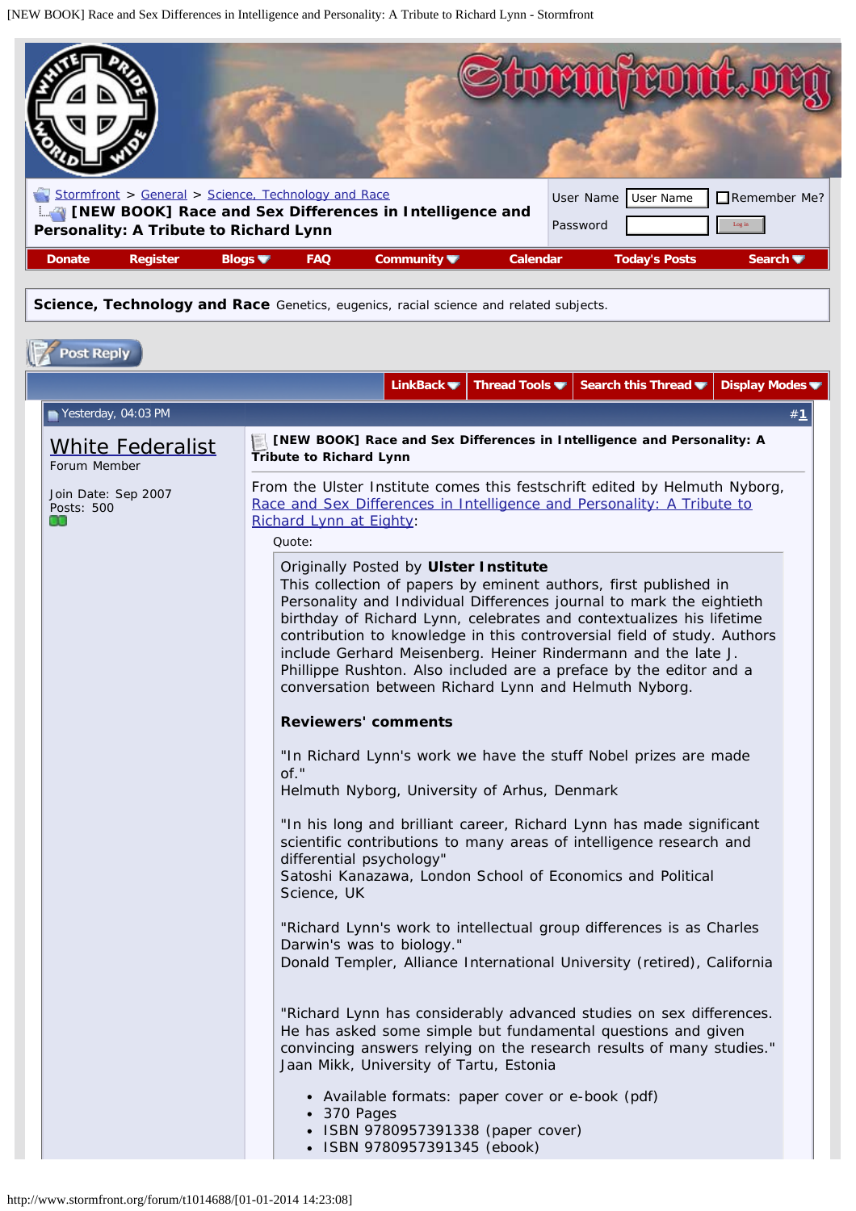Stormfront > General > Science, Technology and Race

**[NEW BOOK] Race and Sex Differences in Intelligence and Personality: A Tribute to Richard Lynn**

User Name | Remember Me?
Password

Donate | Register | Blogs | FAQ | Community | Calendar | Today's Posts | Search

**Science, Technology and Race** Genetics, eugenics, racial science and related subjects.

Post Reply

LinkBack | Thread Tools | Search this Thread | Display Modes

Yesterday, 04:03 PM #1

**White Federalist**
Forum Member

Join Date: Sep 2007
Posts: 500

**[NEW BOOK] Race and Sex Differences in Intelligence and Personality: A Tribute to Richard Lynn**

From the Ulster Institute comes this festschrift edited by Helmuth Nyborg, Race and Sex Differences in Intelligence and Personality: A Tribute to Richard Lynn at Eighty:

Quote:

> Originally Posted by **Ulster Institute**
>
> This collection of papers by eminent authors, first published in Personality and Individual Differences journal to mark the eightieth birthday of Richard Lynn, celebrates and contextualizes his lifetime contribution to knowledge in this controversial field of study. Authors include Gerhard Meisenberg. Heiner Rindermann and the late J. Phillippe Rushton. Also included are a preface by the editor and a conversation between Richard Lynn and Helmuth Nyborg.
>
> **Reviewers' comments**
>
> "In Richard Lynn's work we have the stuff Nobel prizes are made of."
> Helmuth Nyborg, University of Arhus, Denmark
>
> "In his long and brilliant career, Richard Lynn has made significant scientific contributions to many areas of intelligence research and differential psychology"
> Satoshi Kanazawa, London School of Economics and Political Science, UK
>
> "Richard Lynn's work to intellectual group differences is as Charles Darwin's was to biology."
> Donald Templer, Alliance International University (retired), California
>
> "Richard Lynn has considerably advanced studies on sex differences. He has asked some simple but fundamental questions and given convincing answers relying on the research results of many studies."
> Jaan Mikk, University of Tartu, Estonia
>
> - Available formats: paper cover or e-book (pdf)
> - 370 Pages
> - ISBN 9780957391338 (paper cover)
> - ISBN 9780957391345 (ebook)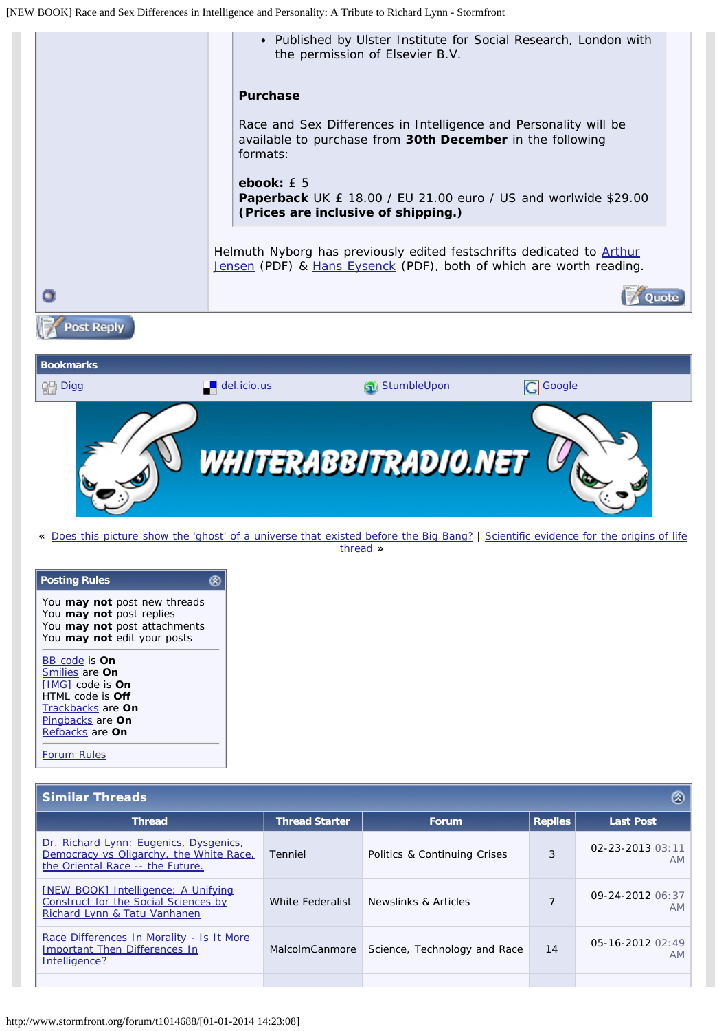- Published by Ulster Institute for Social Research, London with the permission of Elsevier B.V.

**Purchase**

Race and Sex Differences in Intelligence and Personality will be available to purchase from **30th December** in the following formats:

**ebook:** £ 5
**Paperback** UK £ 18.00 / EU 21.00 euro / US and worlwide $29.00
**(Prices are inclusive of shipping.)**

Helmuth Nyborg has previously edited festschrifts dedicated to Arthur Jensen (PDF) & Hans Eysenck (PDF), both of which are worth reading.

Quote

Post Reply

**Bookmarks**

Digg | del.icio.us | StumbleUpon | Google

WHITERABBITRADIO.NET

« Does this picture show the 'ghost' of a universe that existed before the Big Bang? | Scientific evidence for the origins of life thread »

**Posting Rules**

You **may not** post new threads
You **may not** post replies
You **may not** post attachments
You **may not** edit your posts

BB code is **On**
Smilies are **On**
[IMG] code is **On**
HTML code is **Off**
Trackbacks are **On**
Pingbacks are **On**
Refbacks are **On**

Forum Rules

## Similar Threads

| Thread | Thread Starter | Forum | Replies | Last Post |
|---|---|---|---|---|
| Dr. Richard Lynn: Eugenics, Dysgenics, Democracy vs Oligarchy, the White Race, the Oriental Race -- the Future. | Tenniel | Politics & Continuing Crises | 3 | 02-23-2013 03:11 AM |
| [NEW BOOK] Intelligence: A Unifying Construct for the Social Sciences by Richard Lynn & Tatu Vanhanen | White Federalist | Newslinks & Articles | 7 | 09-24-2012 06:37 AM |
| Race Differences In Morality - Is It More Important Then Differences In Intelligence? | MalcolmCanmore | Science, Technology and Race | 14 | 05-16-2012 02:49 AM |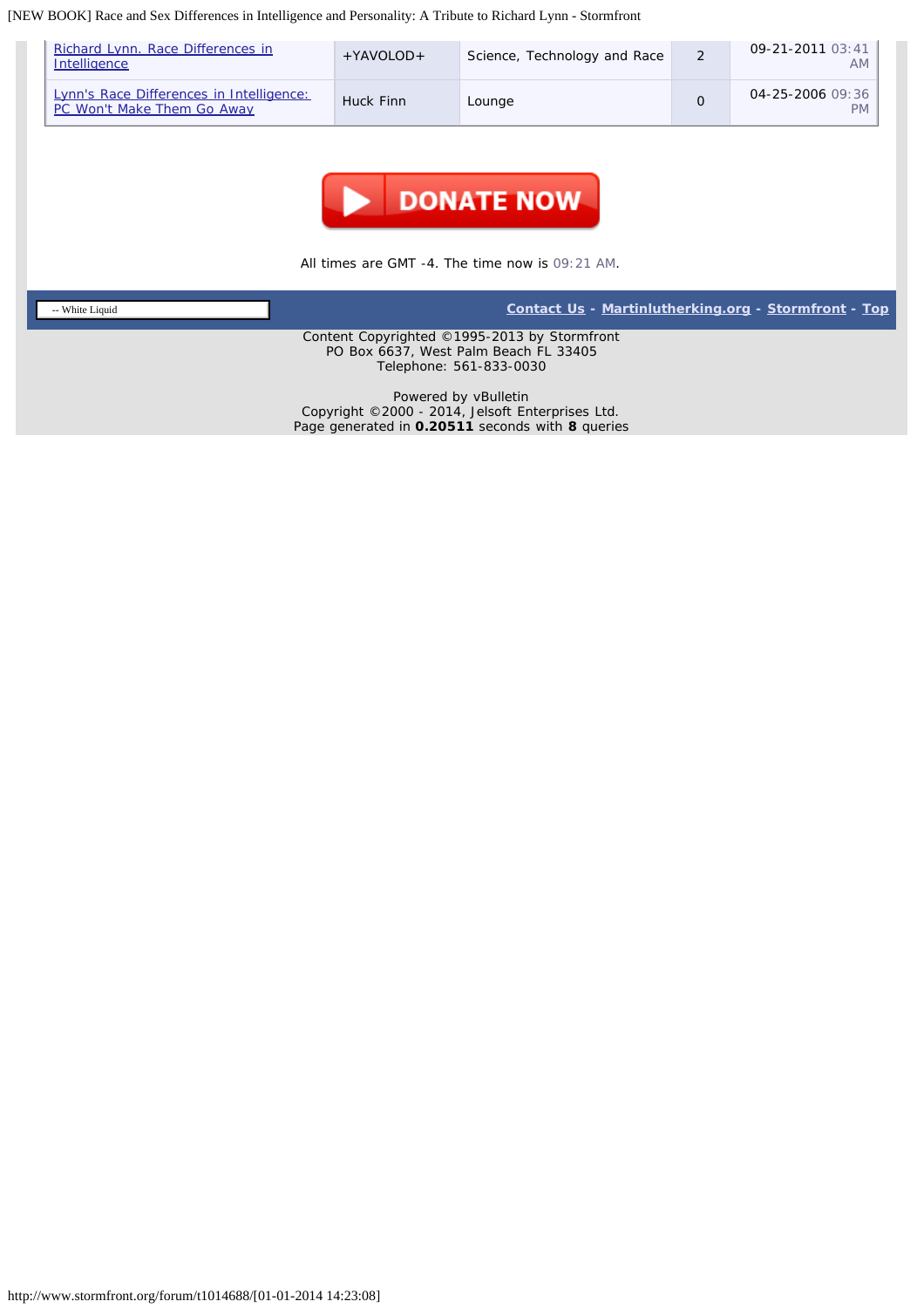| | | | | |
|---|---|---|---|---|
| Richard Lynn. Race Differences in Intelligence | +YAVOLOD+ | Science, Technology and Race | 2 | 09-21-2011 03:41 AM |
| Lynn's Race Differences in Intelligence: PC Won't Make Them Go Away | Huck Finn | Lounge | 0 | 04-25-2006 09:36 PM |

DONATE NOW

All times are GMT -4. The time now is 09:21 AM.

-- White Liquid

Contact Us - Martinlutherking.org - Stormfront - Top

Content Copyrighted ©1995-2013 by Stormfront
PO Box 6637, West Palm Beach FL 33405
Telephone: 561-833-0030

Powered by vBulletin
Copyright ©2000 - 2014, Jelsoft Enterprises Ltd.
Page generated in **0.20511** seconds with **8** queries